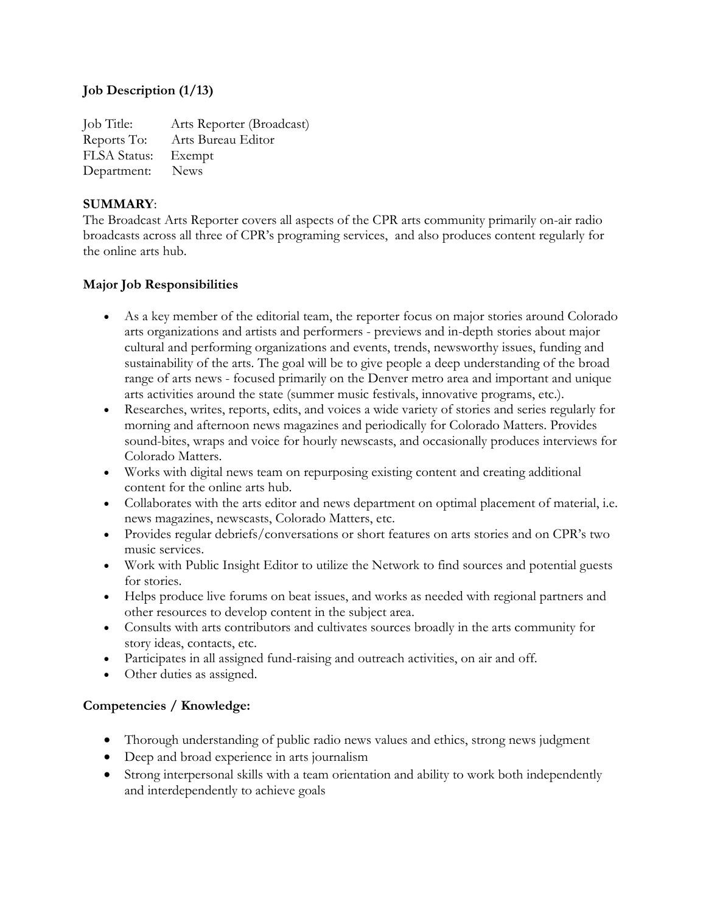**Job Description (1/13)**

Job Title: Arts Reporter (Broadcast)
Reports To: Arts Bureau Editor
FLSA Status: Exempt
Department: News

**SUMMARY**:
The Broadcast Arts Reporter covers all aspects of the CPR arts community primarily on-air radio broadcasts across all three of CPR's programing services, and also produces content regularly for the online arts hub.

**Major Job Responsibilities**

- As a key member of the editorial team, the reporter focus on major stories around Colorado arts organizations and artists and performers - previews and in-depth stories about major cultural and performing organizations and events, trends, newsworthy issues, funding and sustainability of the arts. The goal will be to give people a deep understanding of the broad range of arts news - focused primarily on the Denver metro area and important and unique arts activities around the state (summer music festivals, innovative programs, etc.).
- Researches, writes, reports, edits, and voices a wide variety of stories and series regularly for morning and afternoon news magazines and periodically for Colorado Matters. Provides sound-bites, wraps and voice for hourly newscasts, and occasionally produces interviews for Colorado Matters.
- Works with digital news team on repurposing existing content and creating additional content for the online arts hub.
- Collaborates with the arts editor and news department on optimal placement of material, i.e. news magazines, newscasts, Colorado Matters, etc.
- Provides regular debriefs/conversations or short features on arts stories and on CPR's two music services.
- Work with Public Insight Editor to utilize the Network to find sources and potential guests for stories.
- Helps produce live forums on beat issues, and works as needed with regional partners and other resources to develop content in the subject area.
- Consults with arts contributors and cultivates sources broadly in the arts community for story ideas, contacts, etc.
- Participates in all assigned fund-raising and outreach activities, on air and off.
- Other duties as assigned.

**Competencies / Knowledge:**

- Thorough understanding of public radio news values and ethics, strong news judgment
- Deep and broad experience in arts journalism
- Strong interpersonal skills with a team orientation and ability to work both independently and interdependently to achieve goals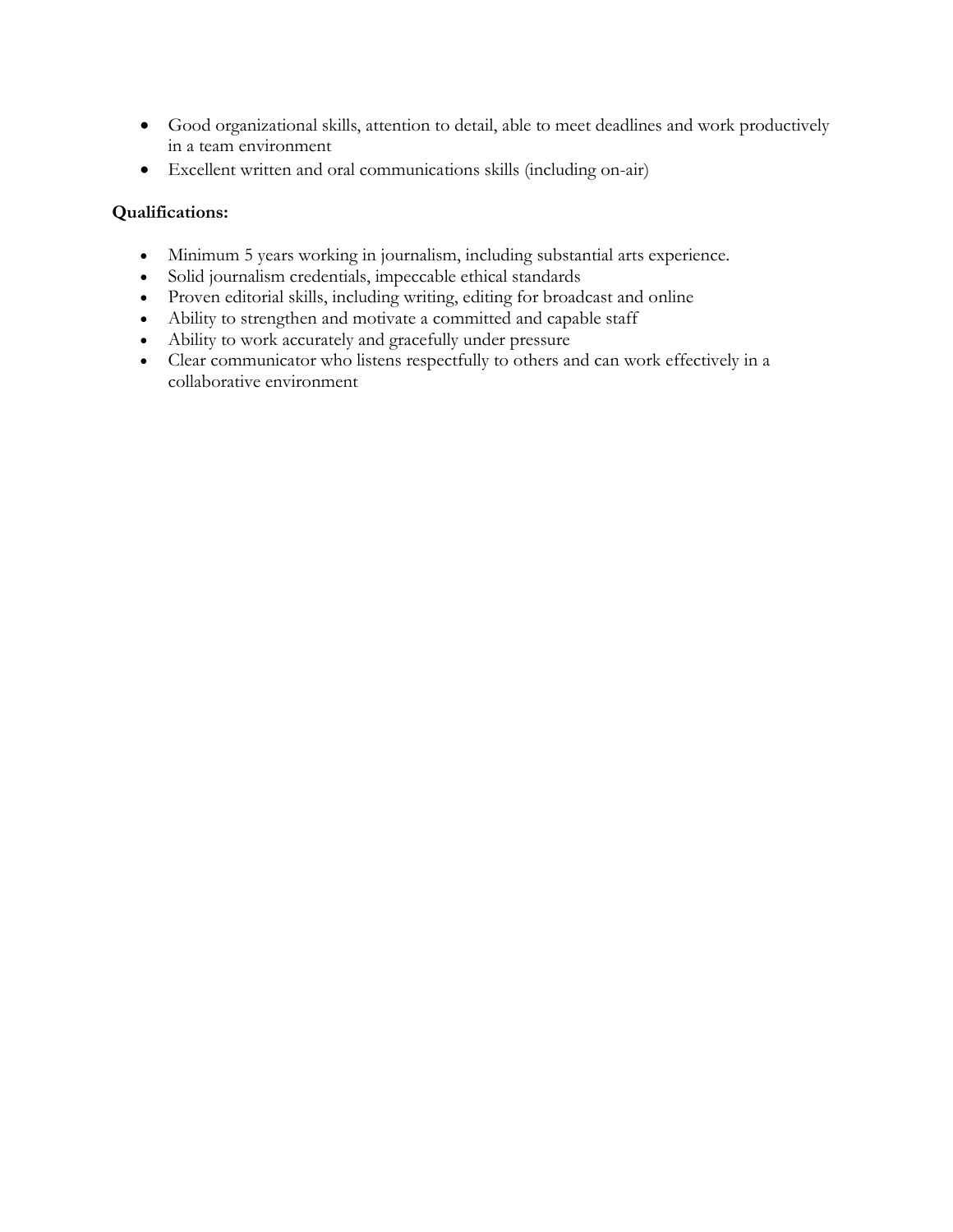- Good organizational skills, attention to detail, able to meet deadlines and work productively in a team environment
- Excellent written and oral communications skills (including on-air)

**Qualifications:**

- Minimum 5 years working in journalism, including substantial arts experience.
- Solid journalism credentials, impeccable ethical standards
- Proven editorial skills, including writing, editing for broadcast and online
- Ability to strengthen and motivate a committed and capable staff
- Ability to work accurately and gracefully under pressure
- Clear communicator who listens respectfully to others and can work effectively in a collaborative environment